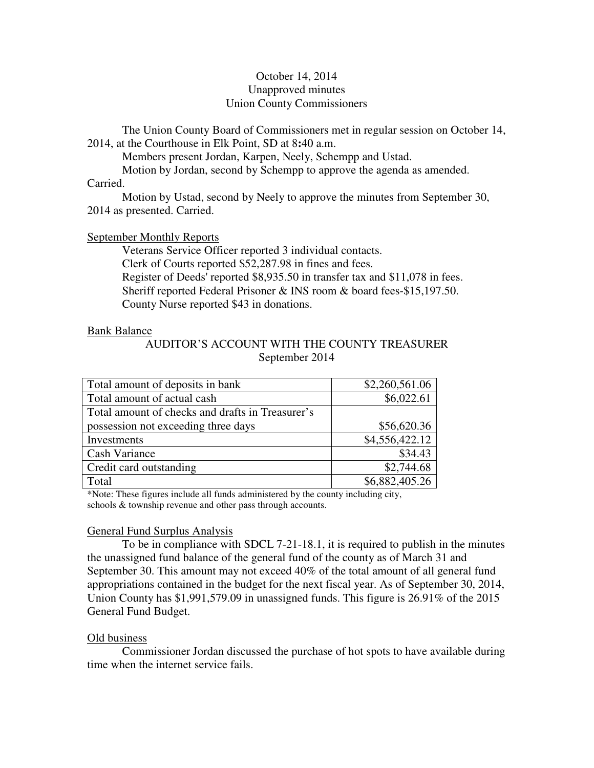October 14, 2014
Unapproved minutes
Union County Commissioners

The Union County Board of Commissioners met in regular session on October 14, 2014, at the Courthouse in Elk Point, SD at 8:40 a.m.

Members present Jordan, Karpen, Neely, Schempp and Ustad.

Motion by Jordan, second by Schempp to approve the agenda as amended. Carried.

Motion by Ustad, second by Neely to approve the minutes from September 30, 2014 as presented. Carried.

September Monthly Reports

Veterans Service Officer reported 3 individual contacts.
Clerk of Courts reported $52,287.98 in fines and fees.
Register of Deeds' reported $8,935.50 in transfer tax and $11,078 in fees.
Sheriff reported Federal Prisoner & INS room & board fees-$15,197.50.
County Nurse reported $43 in donations.

Bank Balance

AUDITOR'S ACCOUNT WITH THE COUNTY TREASURER
September 2014

| | |
|---|---:|
| Total amount of deposits in bank | $2,260,561.06 |
| Total amount of actual cash | $6,022.61 |
| Total amount of checks and drafts in Treasurer's possession not exceeding three days | $56,620.36 |
| Investments | $4,556,422.12 |
| Cash Variance | $34.43 |
| Credit card outstanding | $2,744.68 |
| Total | $6,882,405.26 |

*Note: These figures include all funds administered by the county including city, schools & township revenue and other pass through accounts.

General Fund Surplus Analysis

To be in compliance with SDCL 7-21-18.1, it is required to publish in the minutes the unassigned fund balance of the general fund of the county as of March 31 and September 30. This amount may not exceed 40% of the total amount of all general fund appropriations contained in the budget for the next fiscal year. As of September 30, 2014, Union County has $1,991,579.09 in unassigned funds. This figure is 26.91% of the 2015 General Fund Budget.

Old business

Commissioner Jordan discussed the purchase of hot spots to have available during time when the internet service fails.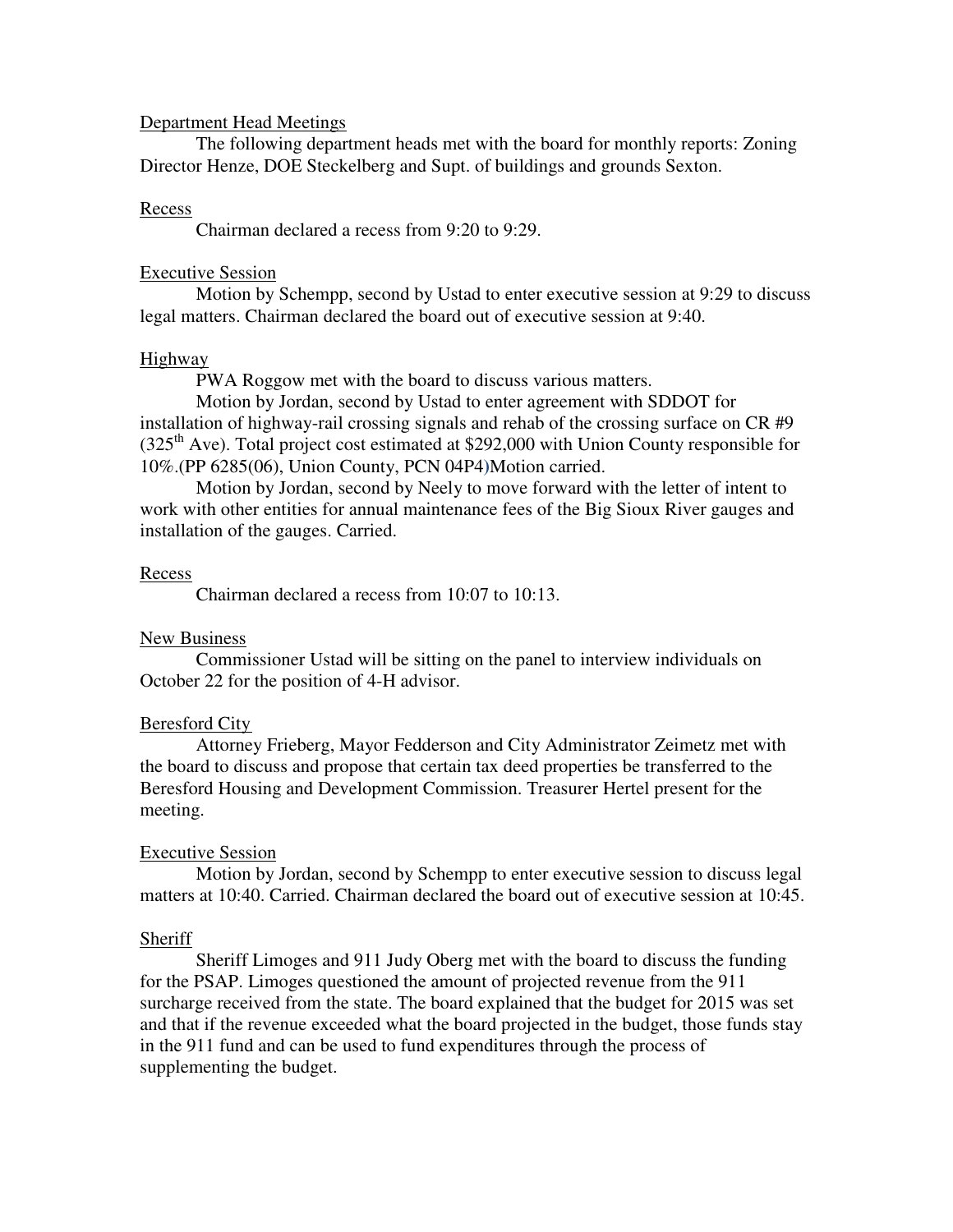Department Head Meetings

The following department heads met with the board for monthly reports: Zoning Director Henze, DOE Steckelberg and Supt. of buildings and grounds Sexton.

Recess

Chairman declared a recess from 9:20 to 9:29.

Executive Session

Motion by Schempp, second by Ustad to enter executive session at 9:29 to discuss legal matters. Chairman declared the board out of executive session at 9:40.

Highway

PWA Roggow met with the board to discuss various matters.

Motion by Jordan, second by Ustad to enter agreement with SDDOT for installation of highway-rail crossing signals and rehab of the crossing surface on CR #9 (325th Ave). Total project cost estimated at $292,000 with Union County responsible for 10%.(PP 6285(06), Union County, PCN 04P4)Motion carried.

Motion by Jordan, second by Neely to move forward with the letter of intent to work with other entities for annual maintenance fees of the Big Sioux River gauges and installation of the gauges. Carried.

Recess

Chairman declared a recess from 10:07 to 10:13.

New Business

Commissioner Ustad will be sitting on the panel to interview individuals on October 22 for the position of 4-H advisor.

Beresford City

Attorney Frieberg, Mayor Fedderson and City Administrator Zeimetz met with the board to discuss and propose that certain tax deed properties be transferred to the Beresford Housing and Development Commission. Treasurer Hertel present for the meeting.

Executive Session

Motion by Jordan, second by Schempp to enter executive session to discuss legal matters at 10:40. Carried. Chairman declared the board out of executive session at 10:45.

Sheriff

Sheriff Limoges and 911 Judy Oberg met with the board to discuss the funding for the PSAP. Limoges questioned the amount of projected revenue from the 911 surcharge received from the state. The board explained that the budget for 2015 was set and that if the revenue exceeded what the board projected in the budget, those funds stay in the 911 fund and can be used to fund expenditures through the process of supplementing the budget.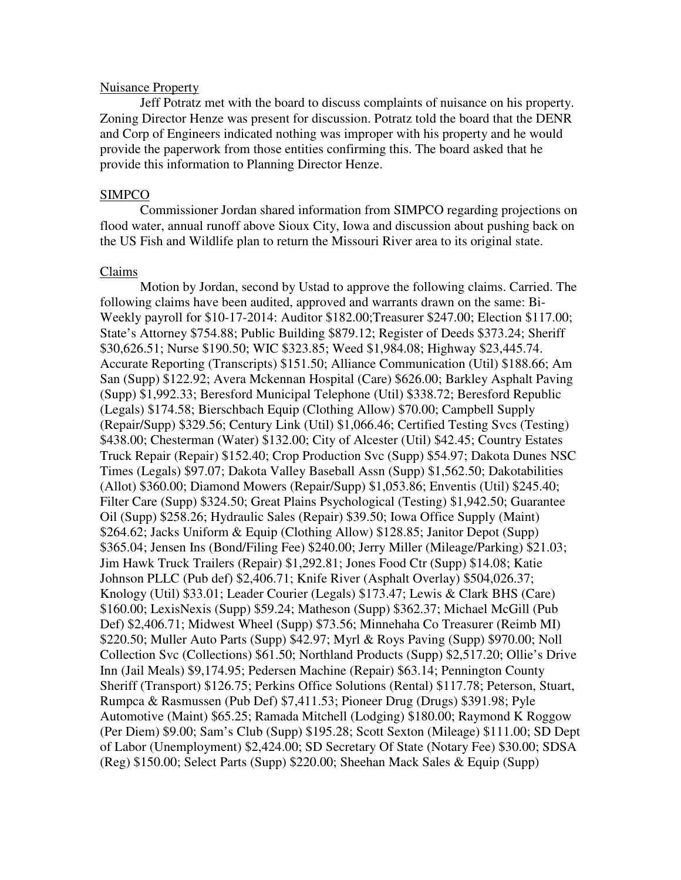Nuisance Property

Jeff Potratz met with the board to discuss complaints of nuisance on his property. Zoning Director Henze was present for discussion. Potratz told the board that the DENR and Corp of Engineers indicated nothing was improper with his property and he would provide the paperwork from those entities confirming this. The board asked that he provide this information to Planning Director Henze.

SIMPCO

Commissioner Jordan shared information from SIMPCO regarding projections on flood water, annual runoff above Sioux City, Iowa and discussion about pushing back on the US Fish and Wildlife plan to return the Missouri River area to its original state.

Claims

Motion by Jordan, second by Ustad to approve the following claims. Carried. The following claims have been audited, approved and warrants drawn on the same: Bi-Weekly payroll for $10-17-2014: Auditor $182.00;Treasurer $247.00; Election $117.00; State's Attorney $754.88; Public Building $879.12; Register of Deeds $373.24; Sheriff $30,626.51; Nurse $190.50; WIC $323.85; Weed $1,984.08; Highway $23,445.74. Accurate Reporting (Transcripts) $151.50; Alliance Communication (Util) $188.66; Am San (Supp) $122.92; Avera Mckennan Hospital (Care) $626.00; Barkley Asphalt Paving (Supp) $1,992.33; Beresford Municipal Telephone (Util) $338.72; Beresford Republic (Legals) $174.58; Bierschbach Equip (Clothing Allow) $70.00; Campbell Supply (Repair/Supp) $329.56; Century Link (Util) $1,066.46; Certified Testing Svcs (Testing) $438.00; Chesterman (Water) $132.00; City of Alcester (Util) $42.45; Country Estates Truck Repair (Repair) $152.40; Crop Production Svc (Supp) $54.97; Dakota Dunes NSC Times (Legals) $97.07; Dakota Valley Baseball Assn (Supp) $1,562.50; Dakotabilities (Allot) $360.00; Diamond Mowers (Repair/Supp) $1,053.86; Enventis (Util) $245.40; Filter Care (Supp) $324.50; Great Plains Psychological (Testing) $1,942.50; Guarantee Oil (Supp) $258.26; Hydraulic Sales (Repair) $39.50; Iowa Office Supply (Maint) $264.62; Jacks Uniform & Equip (Clothing Allow) $128.85; Janitor Depot (Supp) $365.04; Jensen Ins (Bond/Filing Fee) $240.00; Jerry Miller (Mileage/Parking) $21.03; Jim Hawk Truck Trailers (Repair) $1,292.81; Jones Food Ctr (Supp) $14.08; Katie Johnson PLLC (Pub def) $2,406.71; Knife River (Asphalt Overlay) $504,026.37; Knology (Util) $33.01; Leader Courier (Legals) $173.47; Lewis & Clark BHS (Care) $160.00; LexisNexis (Supp) $59.24; Matheson (Supp) $362.37; Michael McGill (Pub Def) $2,406.71; Midwest Wheel (Supp) $73.56; Minnehaha Co Treasurer (Reimb MI) $220.50; Muller Auto Parts (Supp) $42.97; Myrl & Roys Paving (Supp) $970.00; Noll Collection Svc (Collections) $61.50; Northland Products (Supp) $2,517.20; Ollie's Drive Inn (Jail Meals) $9,174.95; Pedersen Machine (Repair) $63.14; Pennington County Sheriff (Transport) $126.75; Perkins Office Solutions (Rental) $117.78; Peterson, Stuart, Rumpca & Rasmussen (Pub Def) $7,411.53; Pioneer Drug (Drugs) $391.98; Pyle Automotive (Maint) $65.25; Ramada Mitchell (Lodging) $180.00; Raymond K Roggow (Per Diem) $9.00; Sam's Club (Supp) $195.28; Scott Sexton (Mileage) $111.00; SD Dept of Labor (Unemployment) $2,424.00; SD Secretary Of State (Notary Fee) $30.00; SDSA (Reg) $150.00; Select Parts (Supp) $220.00; Sheehan Mack Sales & Equip (Supp)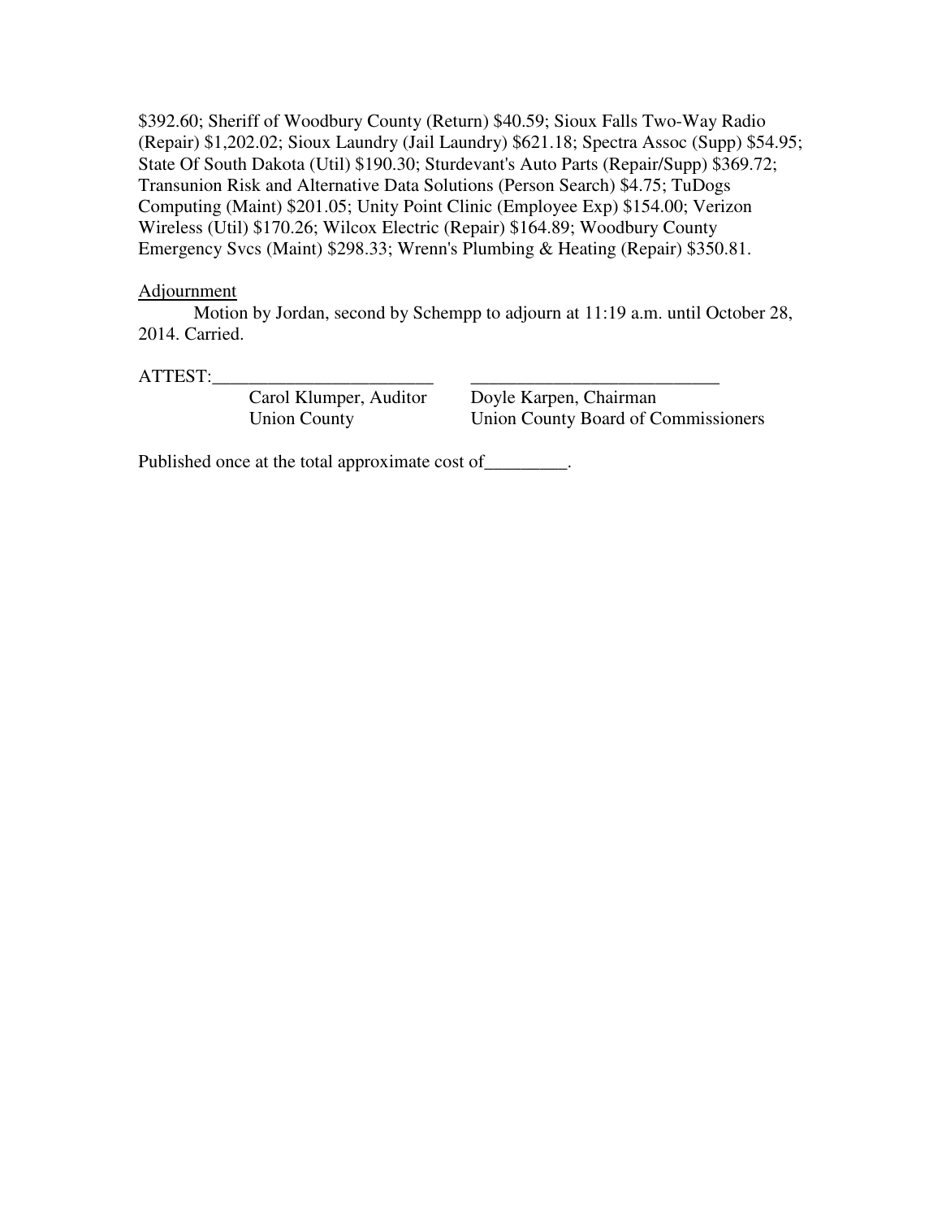$392.60; Sheriff of Woodbury County (Return) $40.59; Sioux Falls Two-Way Radio (Repair) $1,202.02; Sioux Laundry (Jail Laundry) $621.18; Spectra Assoc (Supp) $54.95; State Of South Dakota (Util) $190.30; Sturdevant's Auto Parts (Repair/Supp) $369.72; Transunion Risk and Alternative Data Solutions (Person Search) $4.75; TuDogs Computing (Maint) $201.05; Unity Point Clinic (Employee Exp) $154.00; Verizon Wireless (Util) $170.26; Wilcox Electric (Repair) $164.89; Woodbury County Emergency Svcs (Maint) $298.33; Wrenn's Plumbing & Heating (Repair) $350.81.

Adjournment

Motion by Jordan, second by Schempp to adjourn at 11:19 a.m. until October 28, 2014. Carried.

ATTEST:________________________ ___________________________

Carol Klumper, Auditor — Doyle Karpen, Chairman

Union County — Union County Board of Commissioners

Published once at the total approximate cost of_________.